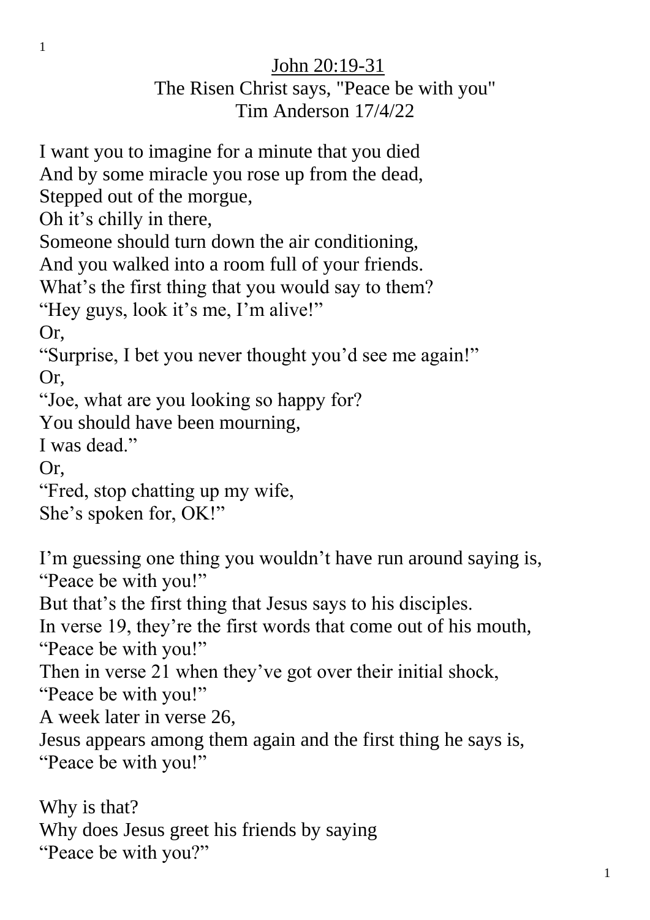<u>John 20:19-31</u>

The Risen Christ says, "Peace be with you"

Tim Anderson 17/4/22

I want you to imagine for a minute that you died  
And by some miracle you rose up from the dead,  
Stepped out of the morgue,  
Oh it's chilly in there,  
Someone should turn down the air conditioning,  
And you walked into a room full of your friends.  
What's the first thing that you would say to them?  
"Hey guys, look it's me, I'm alive!"  
Or,  
"Surprise, I bet you never thought you'd see me again!"  
Or,  
"Joe, what are you looking so happy for?  
You should have been mourning,  
I was dead."  
Or,  
"Fred, stop chatting up my wife,  
She's spoken for, OK!"

I'm guessing one thing you wouldn't have run around saying is,  
"Peace be with you!"  
But that's the first thing that Jesus says to his disciples.  
In verse 19, they're the first words that come out of his mouth,  
"Peace be with you!"  
Then in verse 21 when they've got over their initial shock,  
"Peace be with you!"  
A week later in verse 26,  
Jesus appears among them again and the first thing he says is,  
"Peace be with you!"

Why is that?  
Why does Jesus greet his friends by saying  
"Peace be with you?"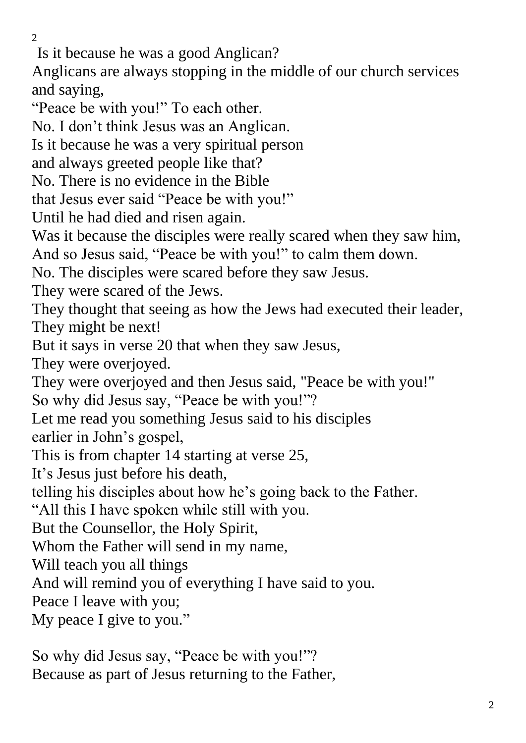Is it because he was a good Anglican?
Anglicans are always stopping in the middle of our church services and saying,
"Peace be with you!" To each other.
No. I don't think Jesus was an Anglican.
Is it because he was a very spiritual person
and always greeted people like that?
No. There is no evidence in the Bible
that Jesus ever said "Peace be with you!"
Until he had died and risen again.
Was it because the disciples were really scared when they saw him,
And so Jesus said, "Peace be with you!" to calm them down.
No. The disciples were scared before they saw Jesus.
They were scared of the Jews.
They thought that seeing as how the Jews had executed their leader,
They might be next!
But it says in verse 20 that when they saw Jesus,
They were overjoyed.
They were overjoyed and then Jesus said, "Peace be with you!"
So why did Jesus say, "Peace be with you!"?
Let me read you something Jesus said to his disciples
earlier in John's gospel,
This is from chapter 14 starting at verse 25,
It's Jesus just before his death,
telling his disciples about how he's going back to the Father.
"All this I have spoken while still with you.
But the Counsellor, the Holy Spirit,
Whom the Father will send in my name,
Will teach you all things
And will remind you of everything I have said to you.
Peace I leave with you;
My peace I give to you."

So why did Jesus say, "Peace be with you!"?
Because as part of Jesus returning to the Father,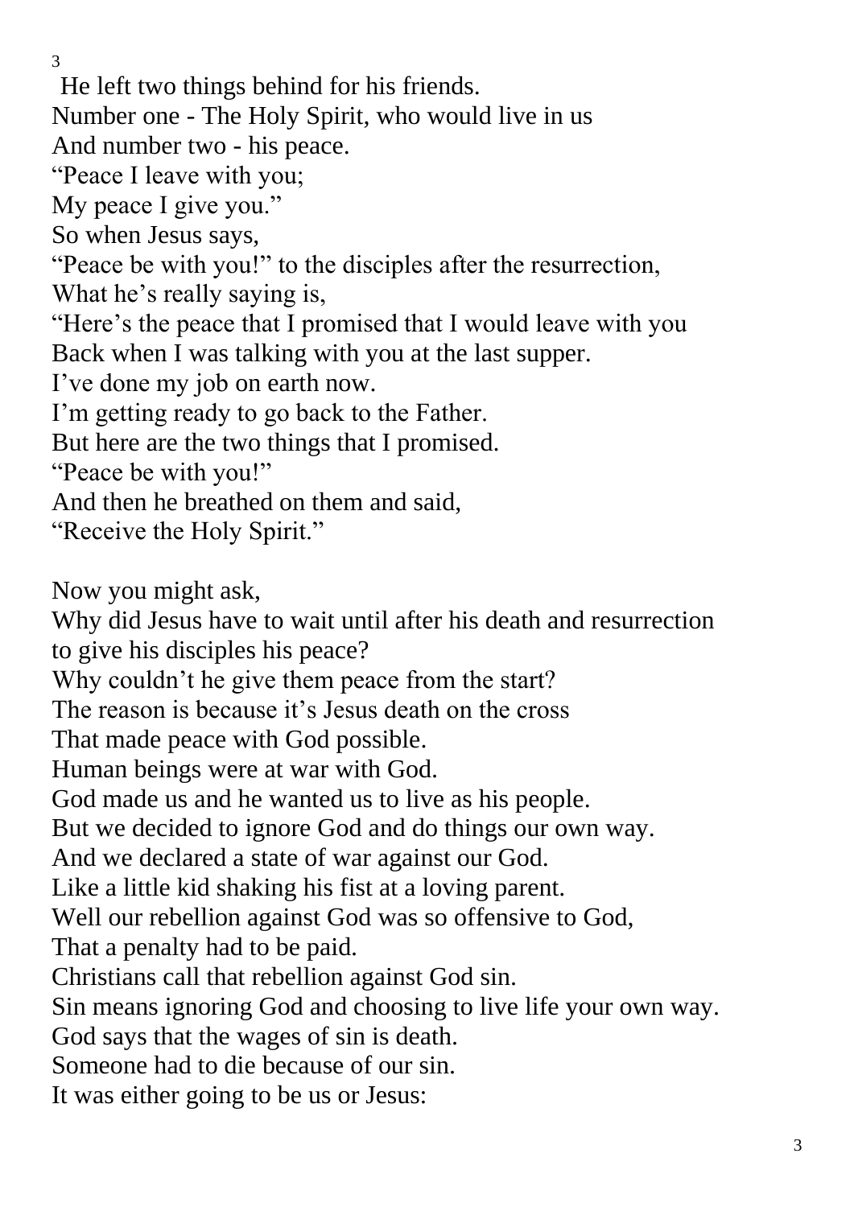He left two things behind for his friends.
Number one - The Holy Spirit, who would live in us
And number two - his peace.
"Peace I leave with you;
My peace I give you."
So when Jesus says,
"Peace be with you!" to the disciples after the resurrection,
What he's really saying is,
"Here's the peace that I promised that I would leave with you
Back when I was talking with you at the last supper.
I've done my job on earth now.
I'm getting ready to go back to the Father.
But here are the two things that I promised.
"Peace be with you!"
And then he breathed on them and said,
"Receive the Holy Spirit."

Now you might ask,
Why did Jesus have to wait until after his death and resurrection to give his disciples his peace?
Why couldn't he give them peace from the start?
The reason is because it's Jesus death on the cross
That made peace with God possible.
Human beings were at war with God.
God made us and he wanted us to live as his people.
But we decided to ignore God and do things our own way.
And we declared a state of war against our God.
Like a little kid shaking his fist at a loving parent.
Well our rebellion against God was so offensive to God,
That a penalty had to be paid.
Christians call that rebellion against God sin.
Sin means ignoring God and choosing to live life your own way.
God says that the wages of sin is death.
Someone had to die because of our sin.
It was either going to be us or Jesus: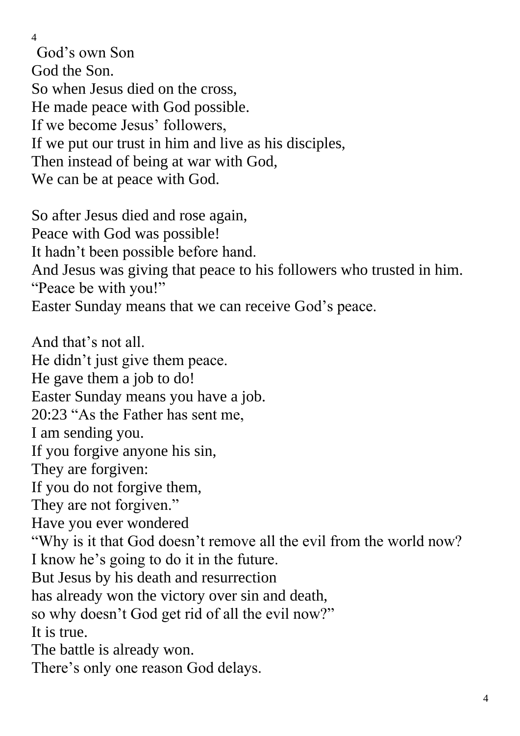God's own Son
God the Son.
So when Jesus died on the cross,
He made peace with God possible.
If we become Jesus' followers,
If we put our trust in him and live as his disciples,
Then instead of being at war with God,
We can be at peace with God.

So after Jesus died and rose again,
Peace with God was possible!
It hadn't been possible before hand.
And Jesus was giving that peace to his followers who trusted in him.
"Peace be with you!"
Easter Sunday means that we can receive God's peace.

And that's not all.
He didn't just give them peace.
He gave them a job to do!
Easter Sunday means you have a job.
20:23 "As the Father has sent me,
I am sending you.
If you forgive anyone his sin,
They are forgiven:
If you do not forgive them,
They are not forgiven."
Have you ever wondered
"Why is it that God doesn't remove all the evil from the world now?
I know he's going to do it in the future.
But Jesus by his death and resurrection
has already won the victory over sin and death,
so why doesn't God get rid of all the evil now?"
It is true.
The battle is already won.
There's only one reason God delays.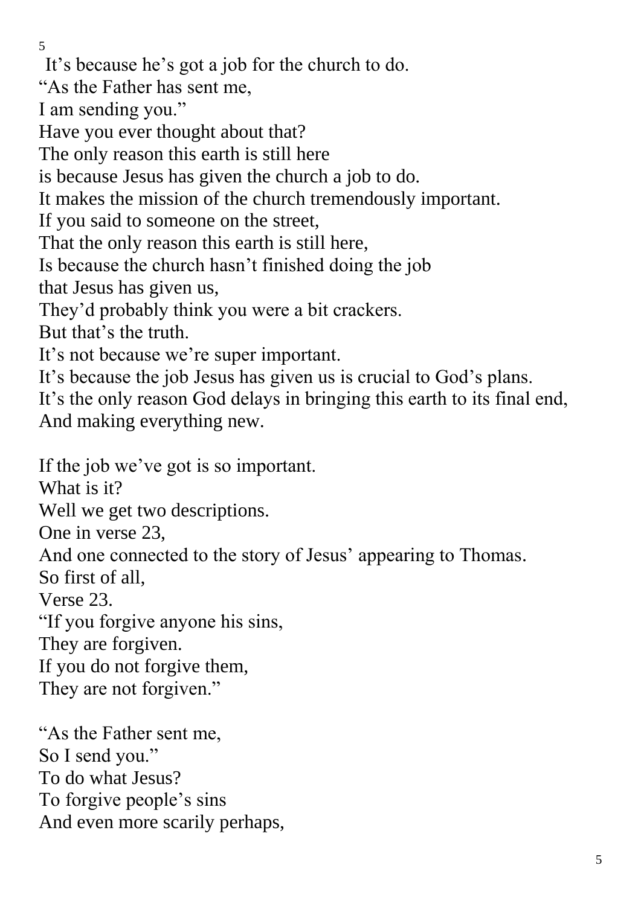It's because he's got a job for the church to do.
"As the Father has sent me,
I am sending you."
Have you ever thought about that?
The only reason this earth is still here
is because Jesus has given the church a job to do.
It makes the mission of the church tremendously important.
If you said to someone on the street,
That the only reason this earth is still here,
Is because the church hasn't finished doing the job
that Jesus has given us,
They'd probably think you were a bit crackers.
But that's the truth.
It's not because we're super important.
It's because the job Jesus has given us is crucial to God's plans.
It's the only reason God delays in bringing this earth to its final end,
And making everything new.

If the job we've got is so important.
What is it?
Well we get two descriptions.
One in verse 23,
And one connected to the story of Jesus' appearing to Thomas.
So first of all,
Verse 23.
"If you forgive anyone his sins,
They are forgiven.
If you do not forgive them,
They are not forgiven."

"As the Father sent me,
So I send you."
To do what Jesus?
To forgive people's sins
And even more scarily perhaps,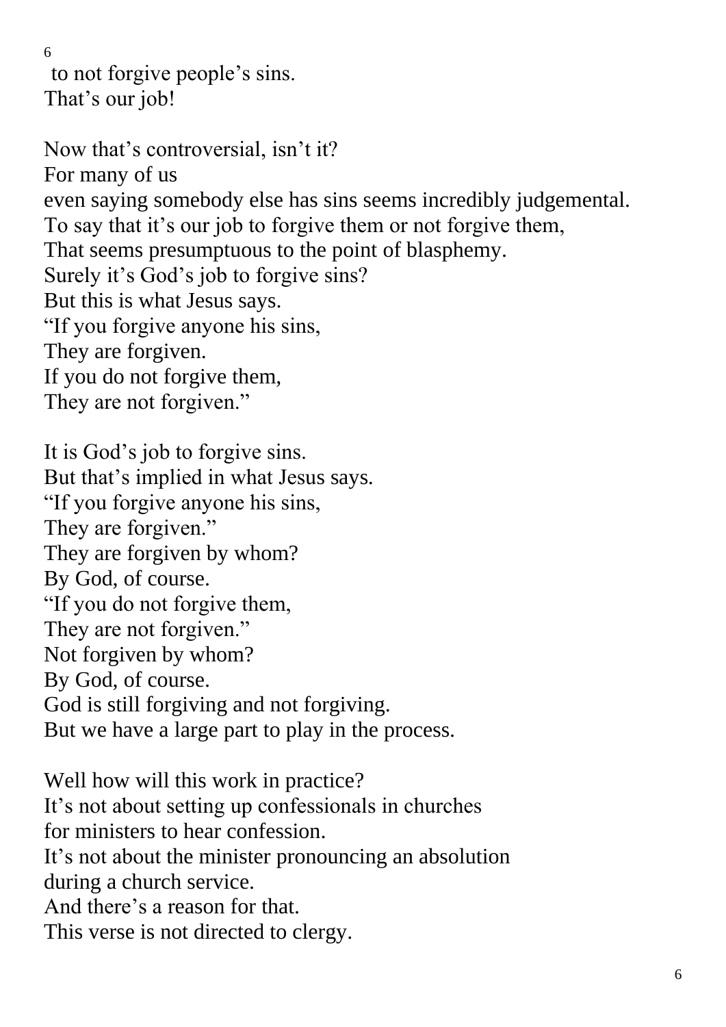to not forgive people's sins.  
That's our job!

Now that's controversial, isn't it?  
For many of us  
even saying somebody else has sins seems incredibly judgemental.  
To say that it's our job to forgive them or not forgive them,  
That seems presumptuous to the point of blasphemy.  
Surely it's God's job to forgive sins?  
But this is what Jesus says.  
"If you forgive anyone his sins,  
They are forgiven.  
If you do not forgive them,  
They are not forgiven."

It is God's job to forgive sins.  
But that's implied in what Jesus says.  
"If you forgive anyone his sins,  
They are forgiven."  
They are forgiven by whom?  
By God, of course.  
"If you do not forgive them,  
They are not forgiven."  
Not forgiven by whom?  
By God, of course.  
God is still forgiving and not forgiving.  
But we have a large part to play in the process.

Well how will this work in practice?  
It's not about setting up confessionals in churches  
for ministers to hear confession.  
It's not about the minister pronouncing an absolution  
during a church service.  
And there's a reason for that.  
This verse is not directed to clergy.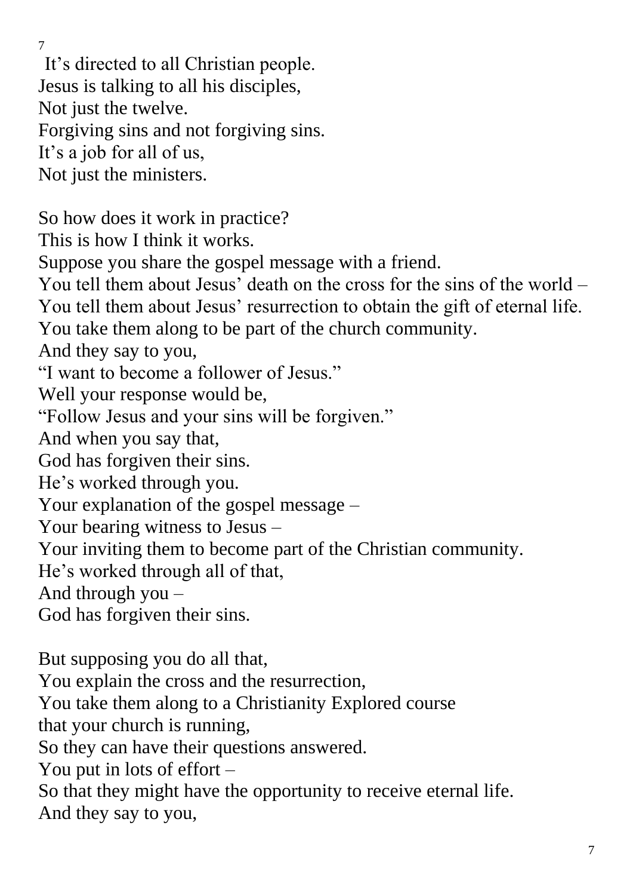It's directed to all Christian people.  
Jesus is talking to all his disciples,  
Not just the twelve.  
Forgiving sins and not forgiving sins.  
It's a job for all of us,  
Not just the ministers.

So how does it work in practice?  
This is how I think it works.  
Suppose you share the gospel message with a friend.  
You tell them about Jesus' death on the cross for the sins of the world –  
You tell them about Jesus' resurrection to obtain the gift of eternal life.  
You take them along to be part of the church community.  
And they say to you,  
"I want to become a follower of Jesus."  
Well your response would be,  
"Follow Jesus and your sins will be forgiven."  
And when you say that,  
God has forgiven their sins.  
He's worked through you.  
Your explanation of the gospel message –  
Your bearing witness to Jesus –  
Your inviting them to become part of the Christian community.  
He's worked through all of that,  
And through you –  
God has forgiven their sins.

But supposing you do all that,  
You explain the cross and the resurrection,  
You take them along to a Christianity Explored course  
that your church is running,  
So they can have their questions answered.  
You put in lots of effort –  
So that they might have the opportunity to receive eternal life.  
And they say to you,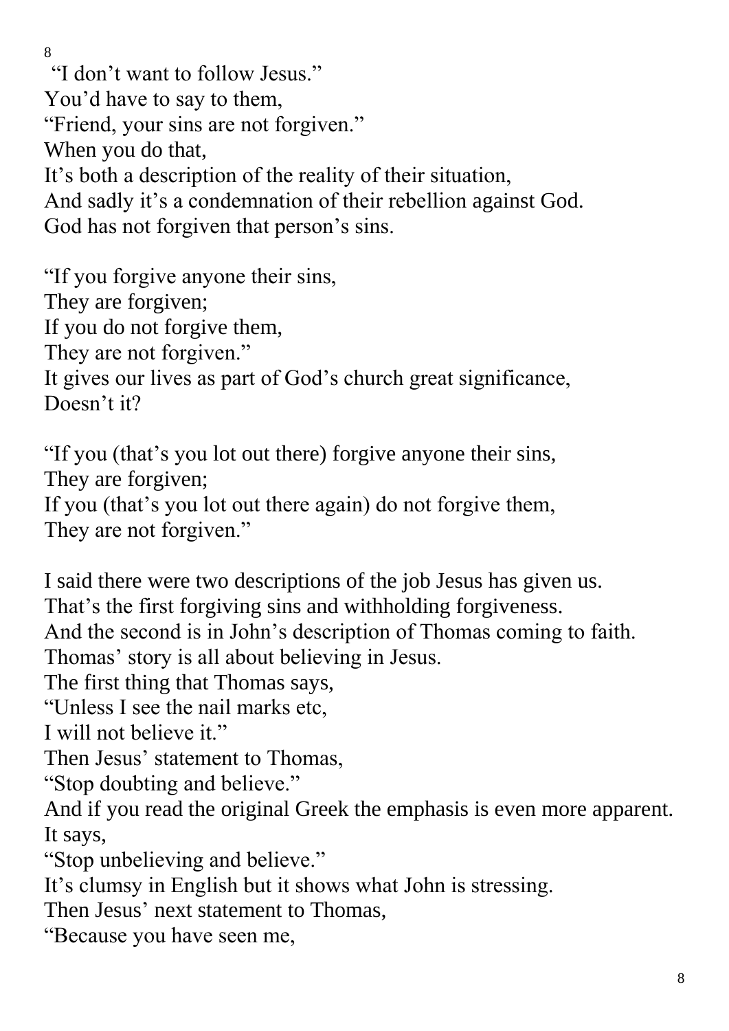"I don't want to follow Jesus."
You'd have to say to them,
"Friend, your sins are not forgiven."
When you do that,
It's both a description of the reality of their situation,
And sadly it's a condemnation of their rebellion against God.
God has not forgiven that person's sins.

"If you forgive anyone their sins,
They are forgiven;
If you do not forgive them,
They are not forgiven."
It gives our lives as part of God's church great significance,
Doesn't it?

"If you (that's you lot out there) forgive anyone their sins,
They are forgiven;
If you (that's you lot out there again) do not forgive them,
They are not forgiven."

I said there were two descriptions of the job Jesus has given us.
That's the first forgiving sins and withholding forgiveness.
And the second is in John's description of Thomas coming to faith.
Thomas' story is all about believing in Jesus.
The first thing that Thomas says,
"Unless I see the nail marks etc,
I will not believe it."
Then Jesus' statement to Thomas,
"Stop doubting and believe."
And if you read the original Greek the emphasis is even more apparent.
It says,
"Stop unbelieving and believe."
It's clumsy in English but it shows what John is stressing.
Then Jesus' next statement to Thomas,
"Because you have seen me,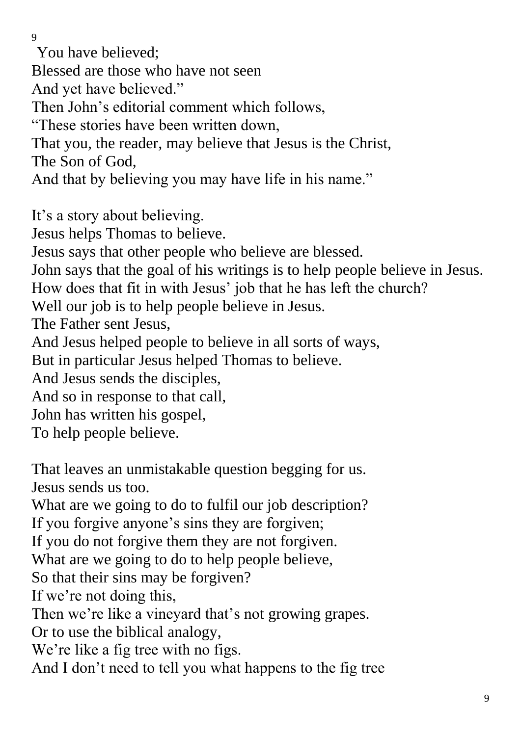You have believed;
Blessed are those who have not seen
And yet have believed."
Then John's editorial comment which follows,
"These stories have been written down,
That you, the reader, may believe that Jesus is the Christ,
The Son of God,
And that by believing you may have life in his name."

It's a story about believing.
Jesus helps Thomas to believe.
Jesus says that other people who believe are blessed.
John says that the goal of his writings is to help people believe in Jesus.
How does that fit in with Jesus' job that he has left the church?
Well our job is to help people believe in Jesus.
The Father sent Jesus,
And Jesus helped people to believe in all sorts of ways,
But in particular Jesus helped Thomas to believe.
And Jesus sends the disciples,
And so in response to that call,
John has written his gospel,
To help people believe.

That leaves an unmistakable question begging for us.
Jesus sends us too.
What are we going to do to fulfil our job description?
If you forgive anyone's sins they are forgiven;
If you do not forgive them they are not forgiven.
What are we going to do to help people believe,
So that their sins may be forgiven?
If we're not doing this,
Then we're like a vineyard that's not growing grapes.
Or to use the biblical analogy,
We're like a fig tree with no figs.
And I don't need to tell you what happens to the fig tree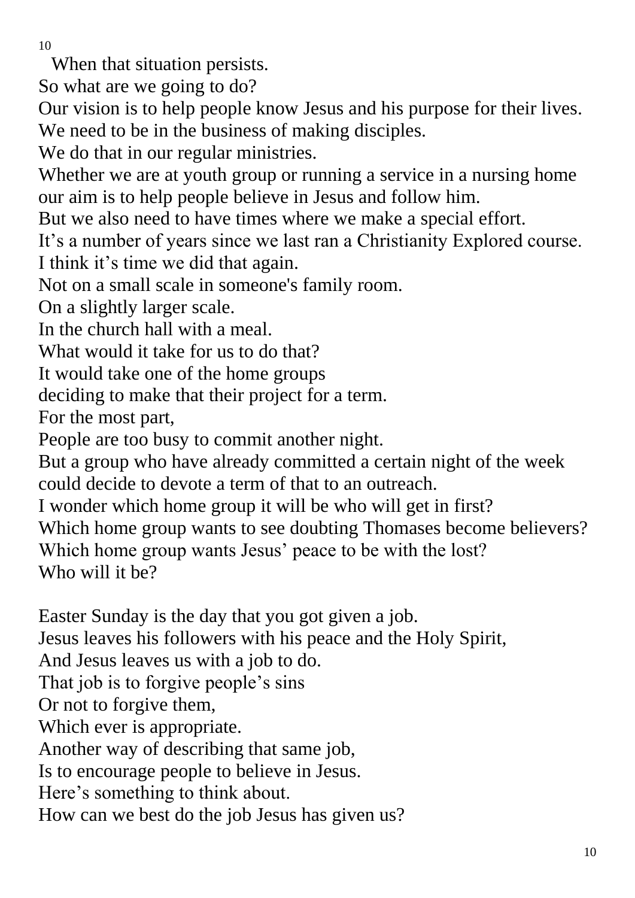When that situation persists.
So what are we going to do?
Our vision is to help people know Jesus and his purpose for their lives.
We need to be in the business of making disciples.
We do that in our regular ministries.
Whether we are at youth group or running a service in a nursing home our aim is to help people believe in Jesus and follow him.
But we also need to have times where we make a special effort.
It’s a number of years since we last ran a Christianity Explored course.
I think it’s time we did that again.
Not on a small scale in someone's family room.
On a slightly larger scale.
In the church hall with a meal.
What would it take for us to do that?
It would take one of the home groups
deciding to make that their project for a term.
For the most part,
People are too busy to commit another night.
But a group who have already committed a certain night of the week could decide to devote a term of that to an outreach.
I wonder which home group it will be who will get in first?
Which home group wants to see doubting Thomases become believers?
Which home group wants Jesus’ peace to be with the lost?
Who will it be?

Easter Sunday is the day that you got given a job.
Jesus leaves his followers with his peace and the Holy Spirit,
And Jesus leaves us with a job to do.
That job is to forgive people’s sins
Or not to forgive them,
Which ever is appropriate.
Another way of describing that same job,
Is to encourage people to believe in Jesus.
Here’s something to think about.
How can we best do the job Jesus has given us?